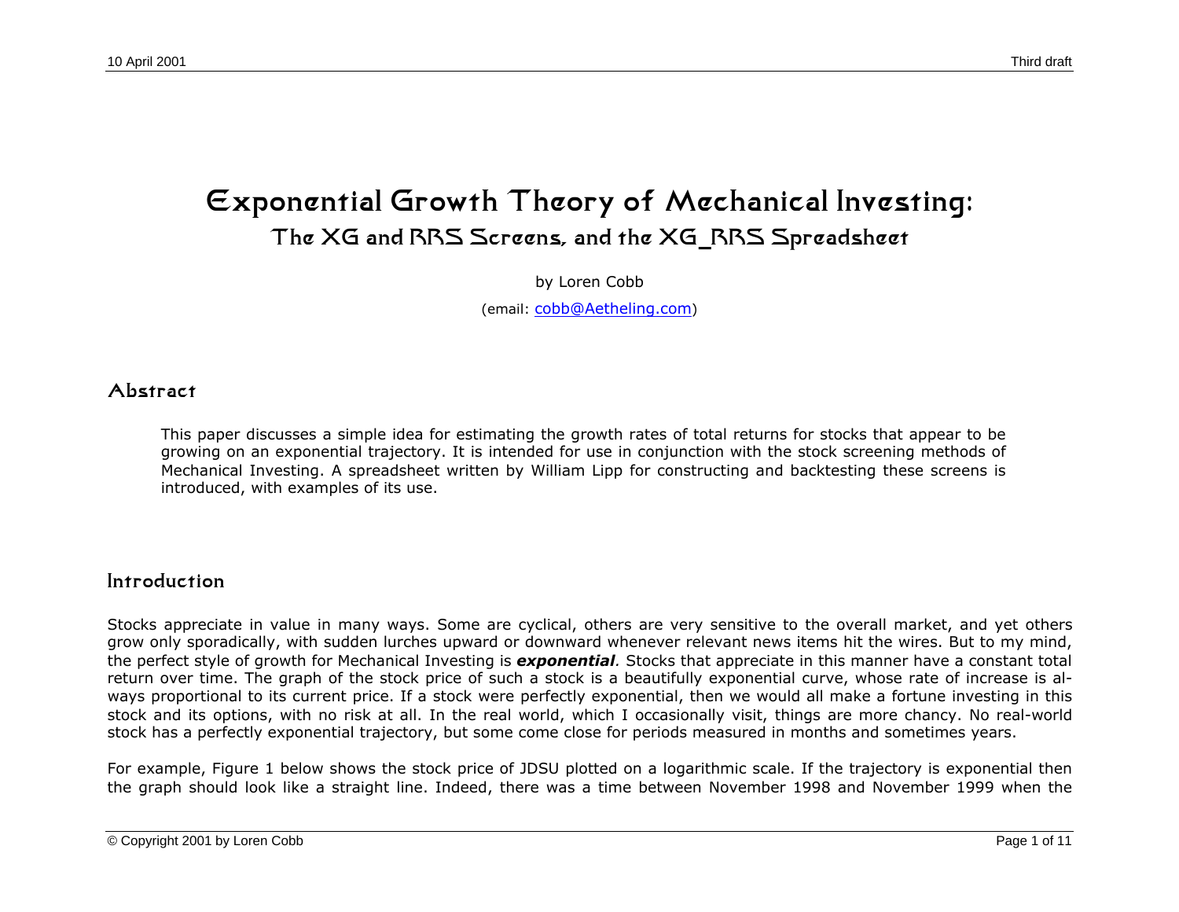# Exponential Growth Theory of Mechanical Investing:

## The XG and RRS Screens, and the XG_RRS Spreadsheet

by Loren Cobb

(email: cobb@Aetheling.com)

## Abstract

This paper discusses a simple idea for estimating the growth rates of total returns for stocks that appear to be growing on an exponential trajectory. It is intended for use in conjunction with the stock screening methods of Mechanical Investing. A spreadsheet written by William Lipp for constructing and backtesting these screens is introduced, with examples of its use.

## Introduction

Stocks appreciate in value in many ways. Some are cyclical, others are very sensitive to the overall market, and yet others grow only sporadically, with sudden lurches upward or downward whenever relevant news items hit the wires. But to my mind, the perfect style of growth for Mechanical Investing is ***exponential***. Stocks that appreciate in this manner have a constant total return over time. The graph of the stock price of such a stock is a beautifully exponential curve, whose rate of increase is always proportional to its current price. If a stock were perfectly exponential, then we would all make a fortune investing in this stock and its options, with no risk at all. In the real world, which I occasionally visit, things are more chancy. No real-world stock has a perfectly exponential trajectory, but some come close for periods measured in months and sometimes years.

For example, Figure 1 below shows the stock price of JDSU plotted on a logarithmic scale. If the trajectory is exponential then the graph should look like a straight line. Indeed, there was a time between November 1998 and November 1999 when the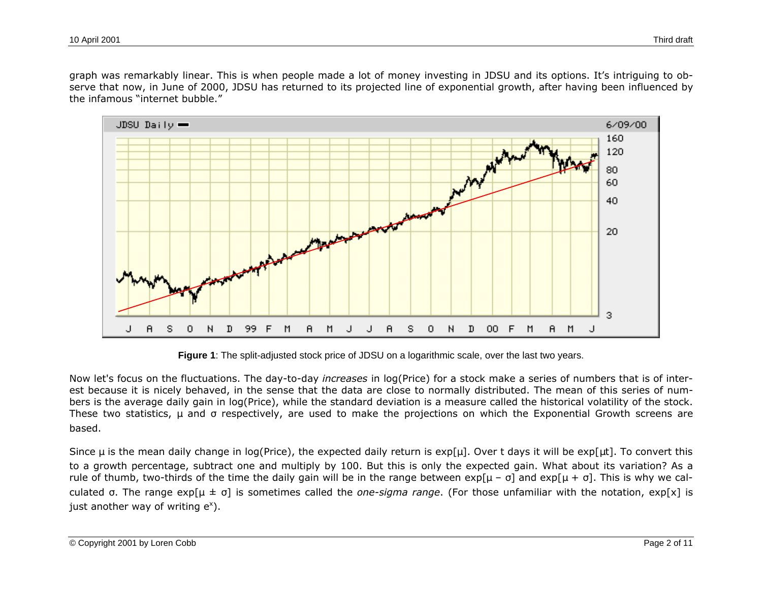graph was remarkably linear. This is when people made a lot of money investing in JDSU and its options. It's intriguing to observe that now, in June of 2000, JDSU has returned to its projected line of exponential growth, after having been influenced by the infamous "internet bubble."

**Figure 1**: The split-adjusted stock price of JDSU on a logarithmic scale, over the last two years.

Now let's focus on the fluctuations. The day-to-day *increases* in log(Price) for a stock make a series of numbers that is of interest because it is nicely behaved, in the sense that the data are close to normally distributed. The mean of this series of numbers is the average daily gain in log(Price), while the standard deviation is a measure called the historical volatility of the stock. These two statistics, $\mu$ and $\sigma$ respectively, are used to make the projections on which the Exponential Growth screens are based.

Since $\mu$ is the mean daily change in log(Price), the expected daily return is $\exp[\mu]$. Over t days it will be $\exp[\mu t]$. To convert this to a growth percentage, subtract one and multiply by 100. But this is only the expected gain. What about its variation? As a rule of thumb, two-thirds of the time the daily gain will be in the range between $\exp[\mu - \sigma]$ and $\exp[\mu + \sigma]$. This is why we calculated $\sigma$. The range $\exp[\mu \pm \sigma]$ is sometimes called the *one-sigma range*. (For those unfamiliar with the notation, $\exp[x]$ is just another way of writing $e^x$).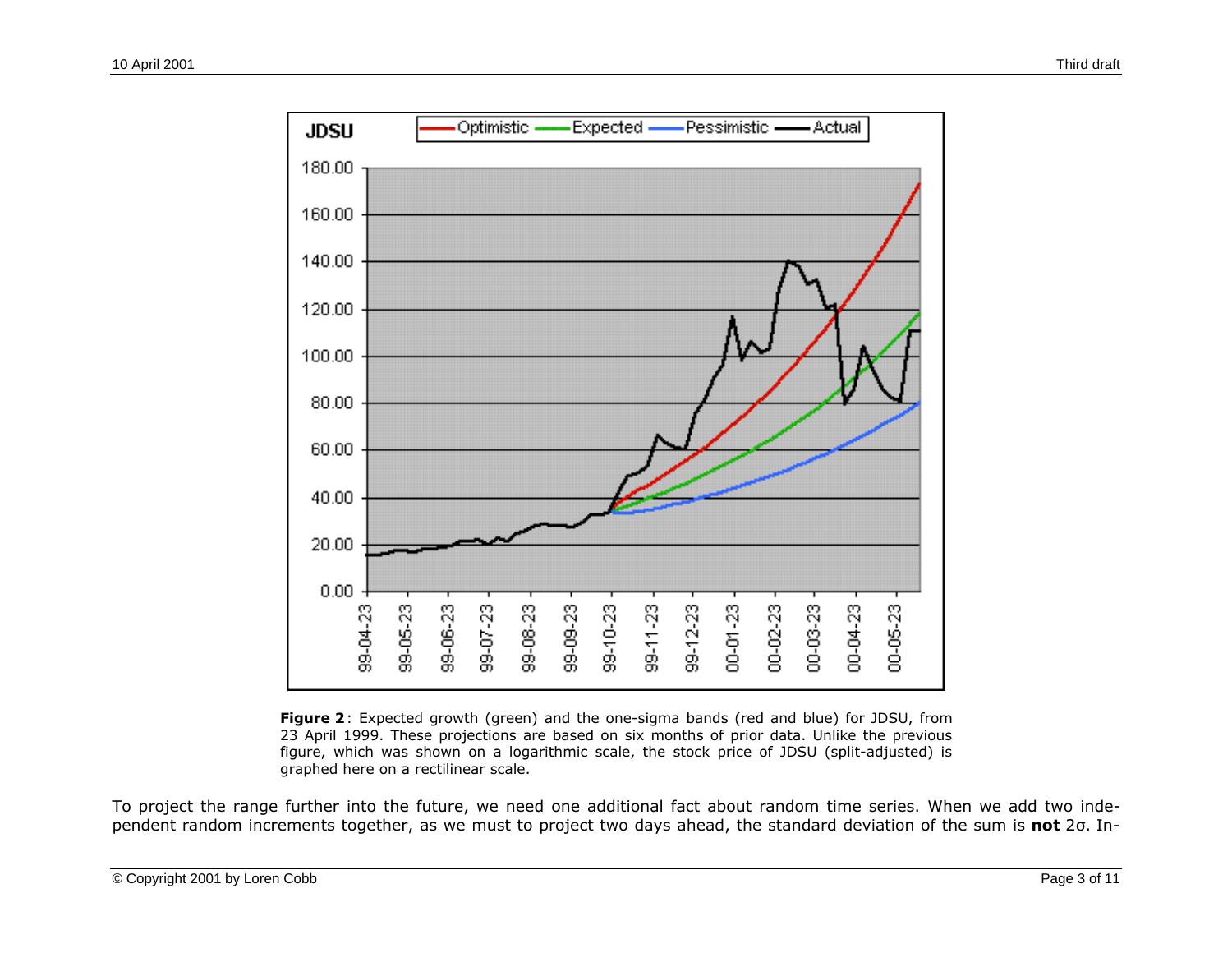**Figure 2**: Expected growth (green) and the one-sigma bands (red and blue) for JDSU, from 23 April 1999. These projections are based on six months of prior data. Unlike the previous figure, which was shown on a logarithmic scale, the stock price of JDSU (split-adjusted) is graphed here on a rectilinear scale.

To project the range further into the future, we need one additional fact about random time series. When we add two independent random increments together, as we must to project two days ahead, the standard deviation of the sum is **not** 2σ. In-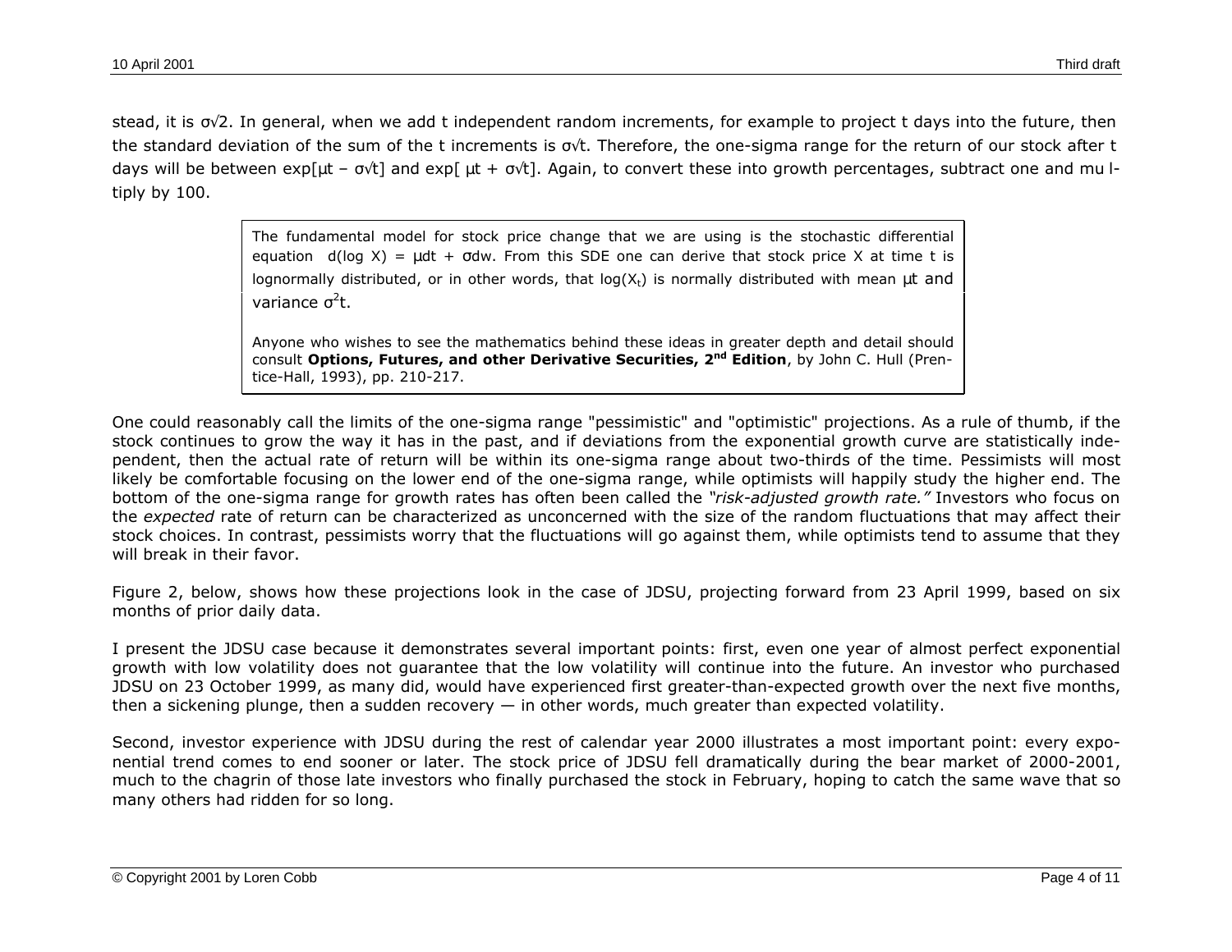stead, it is $\sigma\sqrt{2}$. In general, when we add t independent random increments, for example to project t days into the future, then the standard deviation of the sum of the t increments is $\sigma\sqrt{t}$. Therefore, the one-sigma range for the return of our stock after t days will be between $\exp[\mu t - \sigma\sqrt{t}]$ and $\exp[\mu t + \sigma\sqrt{t}]$. Again, to convert these into growth percentages, subtract one and multiply by 100.

> The fundamental model for stock price change that we are using is the stochastic differential equation $d(\log X) = \mu dt + \sigma dw$. From this SDE one can derive that stock price X at time t is lognormally distributed, or in other words, that $\log(X_t)$ is normally distributed with mean $\mu t$ and variance $\sigma^2 t$.
>
> Anyone who wishes to see the mathematics behind these ideas in greater depth and detail should consult **Options, Futures, and other Derivative Securities, 2nd Edition**, by John C. Hull (Prentice-Hall, 1993), pp. 210-217.

One could reasonably call the limits of the one-sigma range "pessimistic" and "optimistic" projections. As a rule of thumb, if the stock continues to grow the way it has in the past, and if deviations from the exponential growth curve are statistically independent, then the actual rate of return will be within its one-sigma range about two-thirds of the time. Pessimists will most likely be comfortable focusing on the lower end of the one-sigma range, while optimists will happily study the higher end. The bottom of the one-sigma range for growth rates has often been called the *"risk-adjusted growth rate."* Investors who focus on the *expected* rate of return can be characterized as unconcerned with the size of the random fluctuations that may affect their stock choices. In contrast, pessimists worry that the fluctuations will go against them, while optimists tend to assume that they will break in their favor.

Figure 2, below, shows how these projections look in the case of JDSU, projecting forward from 23 April 1999, based on six months of prior daily data.

I present the JDSU case because it demonstrates several important points: first, even one year of almost perfect exponential growth with low volatility does not guarantee that the low volatility will continue into the future. An investor who purchased JDSU on 23 October 1999, as many did, would have experienced first greater-than-expected growth over the next five months, then a sickening plunge, then a sudden recovery — in other words, much greater than expected volatility.

Second, investor experience with JDSU during the rest of calendar year 2000 illustrates a most important point: every exponential trend comes to end sooner or later. The stock price of JDSU fell dramatically during the bear market of 2000-2001, much to the chagrin of those late investors who finally purchased the stock in February, hoping to catch the same wave that so many others had ridden for so long.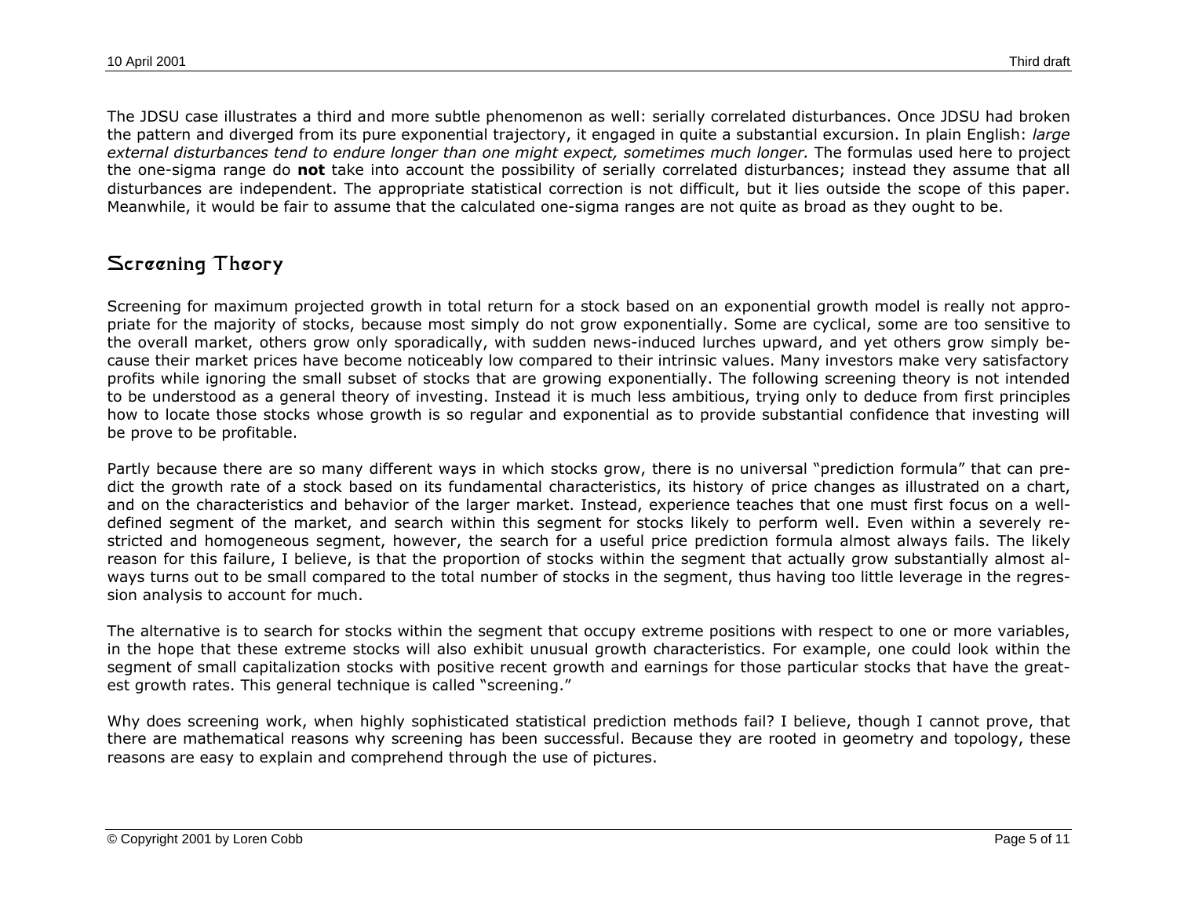The JDSU case illustrates a third and more subtle phenomenon as well: serially correlated disturbances. Once JDSU had broken the pattern and diverged from its pure exponential trajectory, it engaged in quite a substantial excursion. In plain English: *large external disturbances tend to endure longer than one might expect, sometimes much longer.* The formulas used here to project the one-sigma range do **not** take into account the possibility of serially correlated disturbances; instead they assume that all disturbances are independent. The appropriate statistical correction is not difficult, but it lies outside the scope of this paper. Meanwhile, it would be fair to assume that the calculated one-sigma ranges are not quite as broad as they ought to be.

## Screening Theory

Screening for maximum projected growth in total return for a stock based on an exponential growth model is really not appropriate for the majority of stocks, because most simply do not grow exponentially. Some are cyclical, some are too sensitive to the overall market, others grow only sporadically, with sudden news-induced lurches upward, and yet others grow simply because their market prices have become noticeably low compared to their intrinsic values. Many investors make very satisfactory profits while ignoring the small subset of stocks that are growing exponentially. The following screening theory is not intended to be understood as a general theory of investing. Instead it is much less ambitious, trying only to deduce from first principles how to locate those stocks whose growth is so regular and exponential as to provide substantial confidence that investing will be prove to be profitable.

Partly because there are so many different ways in which stocks grow, there is no universal "prediction formula" that can predict the growth rate of a stock based on its fundamental characteristics, its history of price changes as illustrated on a chart, and on the characteristics and behavior of the larger market. Instead, experience teaches that one must first focus on a well-defined segment of the market, and search within this segment for stocks likely to perform well. Even within a severely restricted and homogeneous segment, however, the search for a useful price prediction formula almost always fails. The likely reason for this failure, I believe, is that the proportion of stocks within the segment that actually grow substantially almost always turns out to be small compared to the total number of stocks in the segment, thus having too little leverage in the regression analysis to account for much.

The alternative is to search for stocks within the segment that occupy extreme positions with respect to one or more variables, in the hope that these extreme stocks will also exhibit unusual growth characteristics. For example, one could look within the segment of small capitalization stocks with positive recent growth and earnings for those particular stocks that have the greatest growth rates. This general technique is called "screening."

Why does screening work, when highly sophisticated statistical prediction methods fail? I believe, though I cannot prove, that there are mathematical reasons why screening has been successful. Because they are rooted in geometry and topology, these reasons are easy to explain and comprehend through the use of pictures.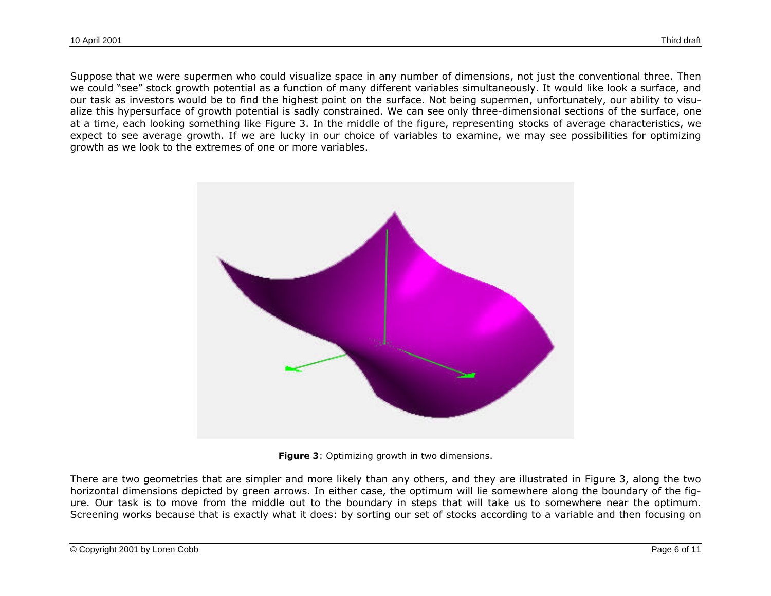Suppose that we were supermen who could visualize space in any number of dimensions, not just the conventional three. Then we could "see" stock growth potential as a function of many different variables simultaneously. It would like look a surface, and our task as investors would be to find the highest point on the surface. Not being supermen, unfortunately, our ability to visualize this hypersurface of growth potential is sadly constrained. We can see only three-dimensional sections of the surface, one at a time, each looking something like Figure 3. In the middle of the figure, representing stocks of average characteristics, we expect to see average growth. If we are lucky in our choice of variables to examine, we may see possibilities for optimizing growth as we look to the extremes of one or more variables.

**Figure 3**: Optimizing growth in two dimensions.

There are two geometries that are simpler and more likely than any others, and they are illustrated in Figure 3, along the two horizontal dimensions depicted by green arrows. In either case, the optimum will lie somewhere along the boundary of the figure. Our task is to move from the middle out to the boundary in steps that will take us to somewhere near the optimum. Screening works because that is exactly what it does: by sorting our set of stocks according to a variable and then focusing on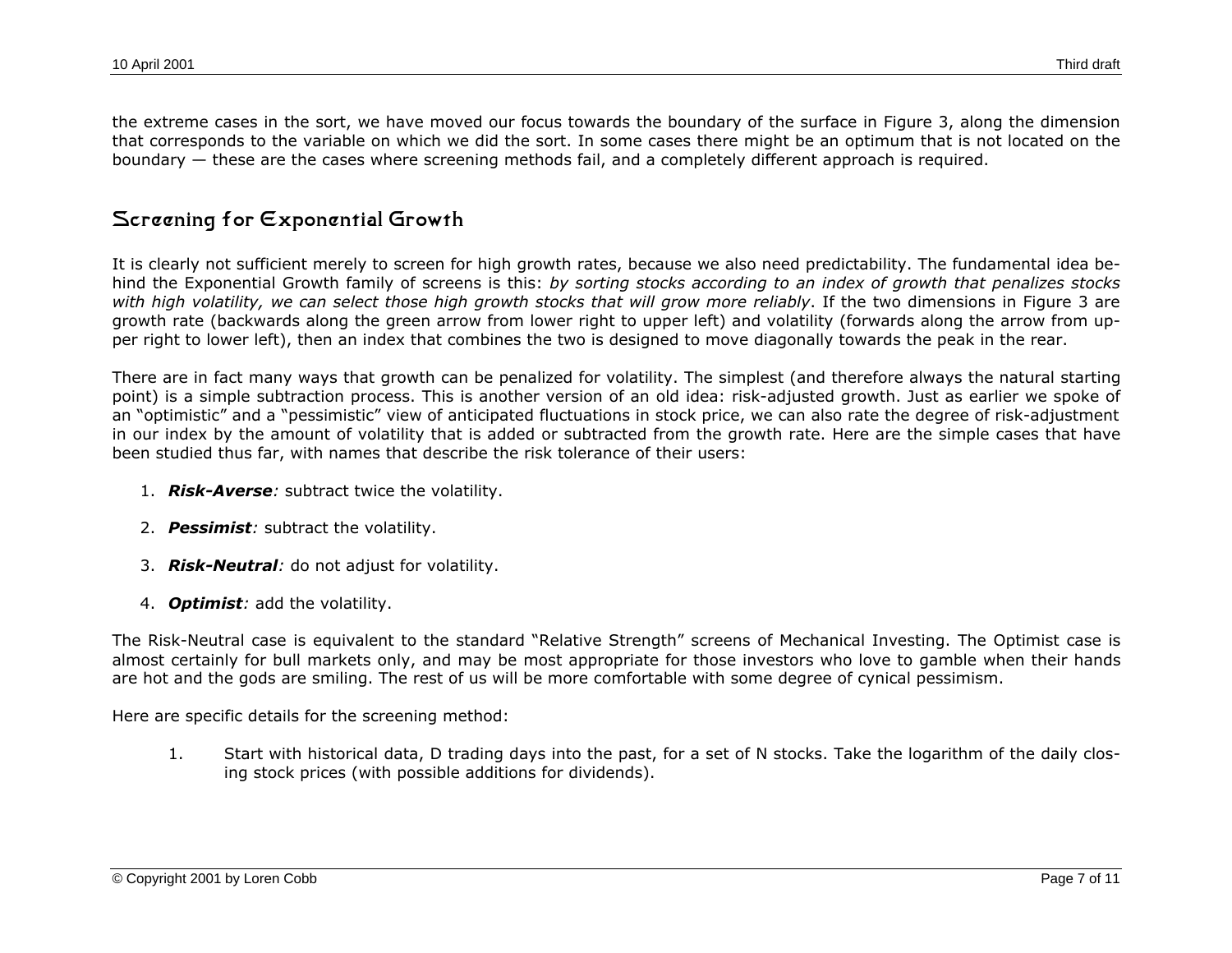the extreme cases in the sort, we have moved our focus towards the boundary of the surface in Figure 3, along the dimension that corresponds to the variable on which we did the sort. In some cases there might be an optimum that is not located on the boundary — these are the cases where screening methods fail, and a completely different approach is required.

## Screening for Exponential Growth

It is clearly not sufficient merely to screen for high growth rates, because we also need predictability. The fundamental idea behind the Exponential Growth family of screens is this: *by sorting stocks according to an index of growth that penalizes stocks with high volatility, we can select those high growth stocks that will grow more reliably*. If the two dimensions in Figure 3 are growth rate (backwards along the green arrow from lower right to upper left) and volatility (forwards along the arrow from upper right to lower left), then an index that combines the two is designed to move diagonally towards the peak in the rear.

There are in fact many ways that growth can be penalized for volatility. The simplest (and therefore always the natural starting point) is a simple subtraction process. This is another version of an old idea: risk-adjusted growth. Just as earlier we spoke of an "optimistic" and a "pessimistic" view of anticipated fluctuations in stock price, we can also rate the degree of risk-adjustment in our index by the amount of volatility that is added or subtracted from the growth rate. Here are the simple cases that have been studied thus far, with names that describe the risk tolerance of their users:

1. ***Risk-Averse****:* subtract twice the volatility.

2. ***Pessimist****:* subtract the volatility.

3. ***Risk-Neutral****:* do not adjust for volatility.

4. ***Optimist****:* add the volatility.

The Risk-Neutral case is equivalent to the standard "Relative Strength" screens of Mechanical Investing. The Optimist case is almost certainly for bull markets only, and may be most appropriate for those investors who love to gamble when their hands are hot and the gods are smiling. The rest of us will be more comfortable with some degree of cynical pessimism.

Here are specific details for the screening method:

1. Start with historical data, D trading days into the past, for a set of N stocks. Take the logarithm of the daily closing stock prices (with possible additions for dividends).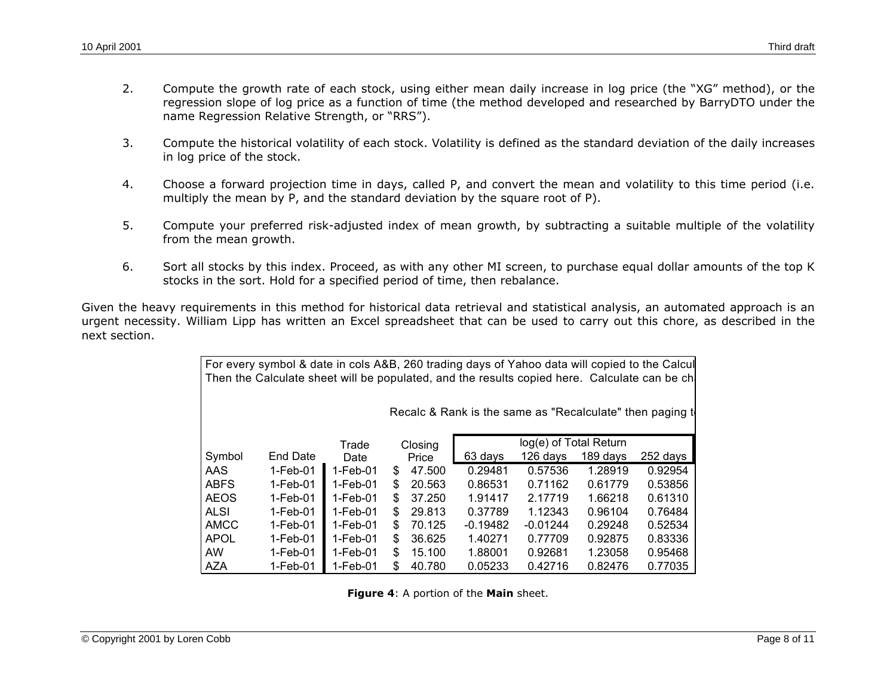2. Compute the growth rate of each stock, using either mean daily increase in log price (the "XG" method), or the regression slope of log price as a function of time (the method developed and researched by BarryDTO under the name Regression Relative Strength, or "RRS").

3. Compute the historical volatility of each stock. Volatility is defined as the standard deviation of the daily increases in log price of the stock.

4. Choose a forward projection time in days, called P, and convert the mean and volatility to this time period (i.e. multiply the mean by P, and the standard deviation by the square root of P).

5. Compute your preferred risk-adjusted index of mean growth, by subtracting a suitable multiple of the volatility from the mean growth.

6. Sort all stocks by this index. Proceed, as with any other MI screen, to purchase equal dollar amounts of the top K stocks in the sort. Hold for a specified period of time, then rebalance.

Given the heavy requirements in this method for historical data retrieval and statistical analysis, an automated approach is an urgent necessity. William Lipp has written an Excel spreadsheet that can be used to carry out this chore, as described in the next section.

For every symbol & date in cols A&B, 260 trading days of Yahoo data will copied to the Calcul
Then the Calculate sheet will be populated, and the results copied here. Calculate can be ch

Recalc & Rank is the same as "Recalculate" then paging t

| Symbol | End Date | Trade Date | Closing Price | log(e) of Total Return 63 days | 126 days | 189 days | 252 days |
|---|---|---|---|---|---|---|---|
| AAS | 1-Feb-01 | 1-Feb-01 | $ 47.500 | 0.29481 | 0.57536 | 1.28919 | 0.92954 |
| ABFS | 1-Feb-01 | 1-Feb-01 | $ 20.563 | 0.86531 | 0.71162 | 0.61779 | 0.53856 |
| AEOS | 1-Feb-01 | 1-Feb-01 | $ 37.250 | 1.91417 | 2.17719 | 1.66218 | 0.61310 |
| ALSI | 1-Feb-01 | 1-Feb-01 | $ 29.813 | 0.37789 | 1.12343 | 0.96104 | 0.76484 |
| AMCC | 1-Feb-01 | 1-Feb-01 | $ 70.125 | -0.19482 | -0.01244 | 0.29248 | 0.52534 |
| APOL | 1-Feb-01 | 1-Feb-01 | $ 36.625 | 1.40271 | 0.77709 | 0.92875 | 0.83336 |
| AW | 1-Feb-01 | 1-Feb-01 | $ 15.100 | 1.88001 | 0.92681 | 1.23058 | 0.95468 |
| AZA | 1-Feb-01 | 1-Feb-01 | $ 40.780 | 0.05233 | 0.42716 | 0.82476 | 0.77035 |

**Figure 4**: A portion of the **Main** sheet.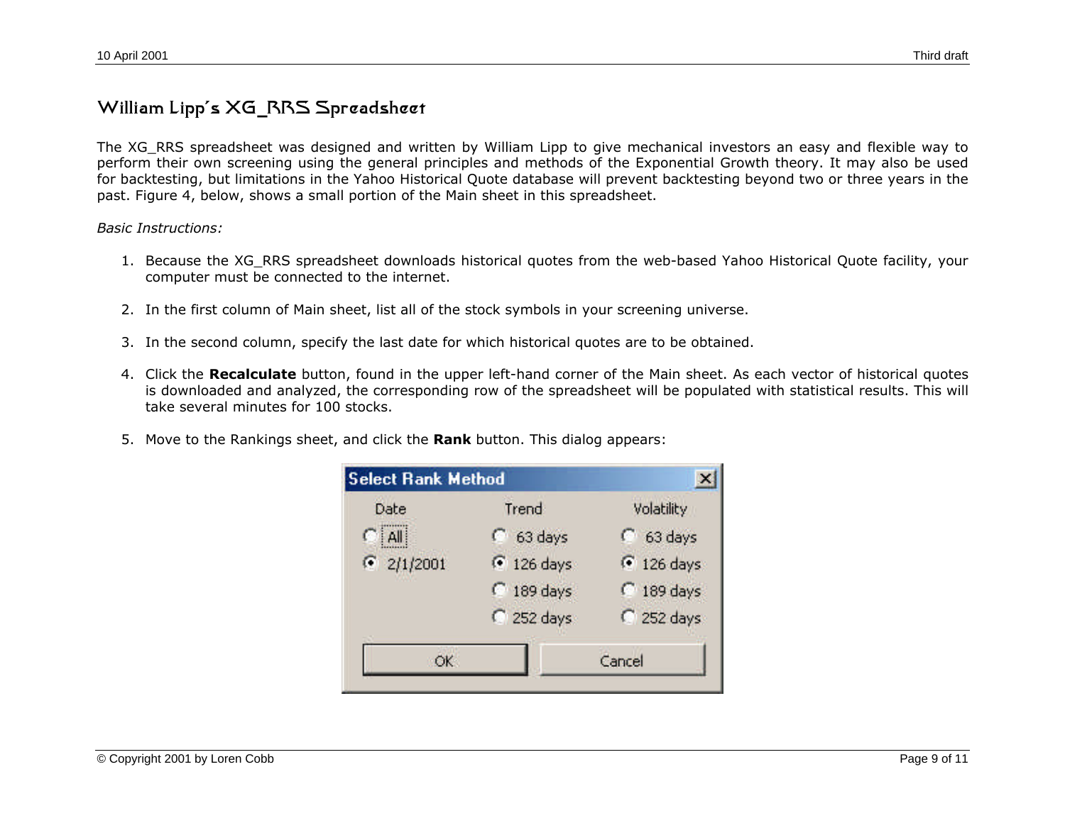## William Lipp's XG_RRS Spreadsheet

The XG_RRS spreadsheet was designed and written by William Lipp to give mechanical investors an easy and flexible way to perform their own screening using the general principles and methods of the Exponential Growth theory. It may also be used for backtesting, but limitations in the Yahoo Historical Quote database will prevent backtesting beyond two or three years in the past. Figure 4, below, shows a small portion of the Main sheet in this spreadsheet.

*Basic Instructions:*

1. Because the XG_RRS spreadsheet downloads historical quotes from the web-based Yahoo Historical Quote facility, your computer must be connected to the internet.

2. In the first column of Main sheet, list all of the stock symbols in your screening universe.

3. In the second column, specify the last date for which historical quotes are to be obtained.

4. Click the **Recalculate** button, found in the upper left-hand corner of the Main sheet. As each vector of historical quotes is downloaded and analyzed, the corresponding row of the spreadsheet will be populated with statistical results. This will take several minutes for 100 stocks.

5. Move to the Rankings sheet, and click the **Rank** button. This dialog appears:

**Select Rank Method**

| Date | Trend | Volatility |
|---|---|---|
| ○ All | ○ 63 days | ○ 63 days |
| ◉ 2/1/2001 | ◉ 126 days | ◉ 126 days |
| | ○ 189 days | ○ 189 days |
| | ○ 252 days | ○ 252 days |

OK | Cancel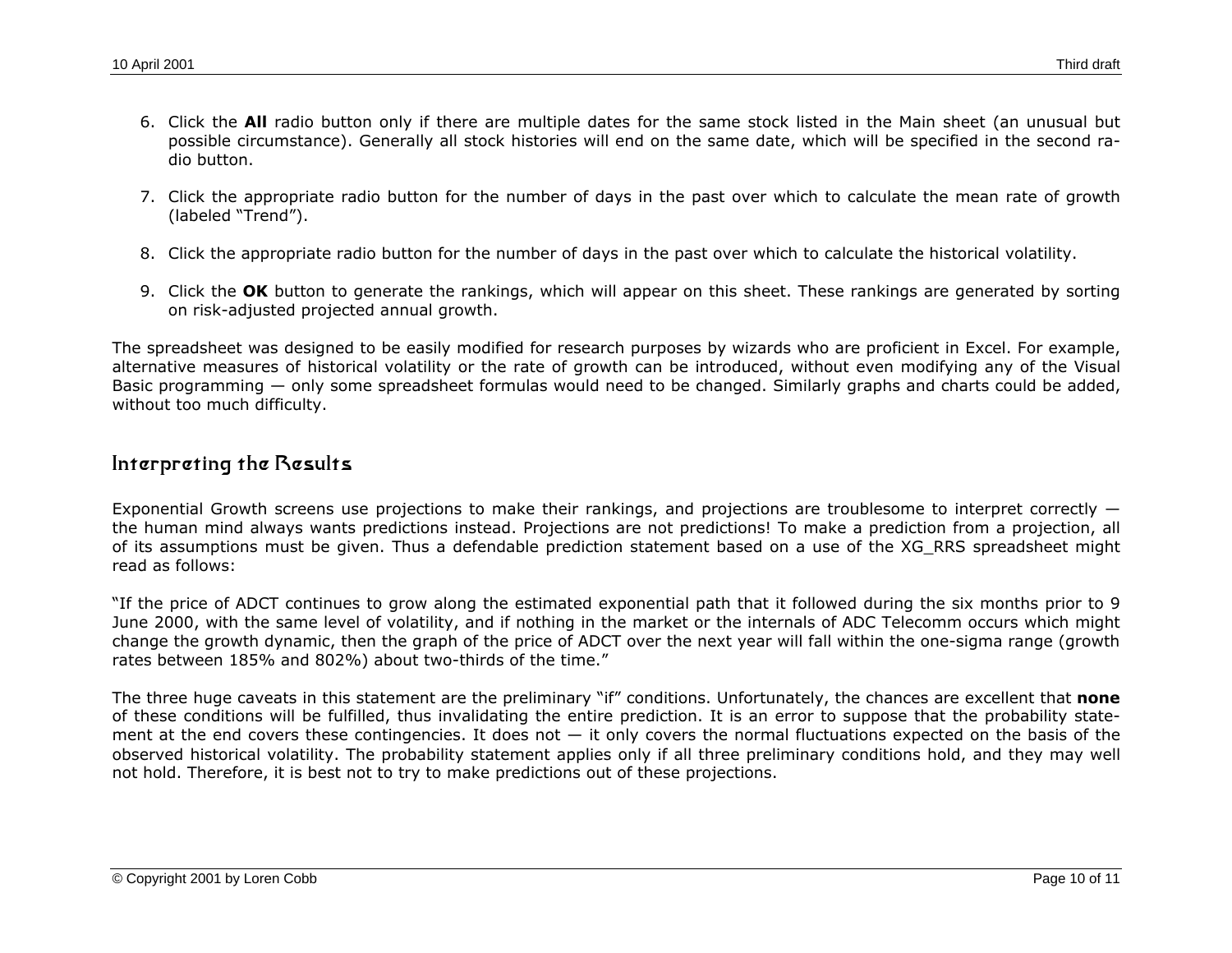6. Click the **All** radio button only if there are multiple dates for the same stock listed in the Main sheet (an unusual but possible circumstance). Generally all stock histories will end on the same date, which will be specified in the second radio button.

7. Click the appropriate radio button for the number of days in the past over which to calculate the mean rate of growth (labeled "Trend").

8. Click the appropriate radio button for the number of days in the past over which to calculate the historical volatility.

9. Click the **OK** button to generate the rankings, which will appear on this sheet. These rankings are generated by sorting on risk-adjusted projected annual growth.

The spreadsheet was designed to be easily modified for research purposes by wizards who are proficient in Excel. For example, alternative measures of historical volatility or the rate of growth can be introduced, without even modifying any of the Visual Basic programming — only some spreadsheet formulas would need to be changed. Similarly graphs and charts could be added, without too much difficulty.

## Interpreting the Results

Exponential Growth screens use projections to make their rankings, and projections are troublesome to interpret correctly — the human mind always wants predictions instead. Projections are not predictions! To make a prediction from a projection, all of its assumptions must be given. Thus a defendable prediction statement based on a use of the XG_RRS spreadsheet might read as follows:

"If the price of ADCT continues to grow along the estimated exponential path that it followed during the six months prior to 9 June 2000, with the same level of volatility, and if nothing in the market or the internals of ADC Telecomm occurs which might change the growth dynamic, then the graph of the price of ADCT over the next year will fall within the one-sigma range (growth rates between 185% and 802%) about two-thirds of the time."

The three huge caveats in this statement are the preliminary "if" conditions. Unfortunately, the chances are excellent that **none** of these conditions will be fulfilled, thus invalidating the entire prediction. It is an error to suppose that the probability statement at the end covers these contingencies. It does not — it only covers the normal fluctuations expected on the basis of the observed historical volatility. The probability statement applies only if all three preliminary conditions hold, and they may well not hold. Therefore, it is best not to try to make predictions out of these projections.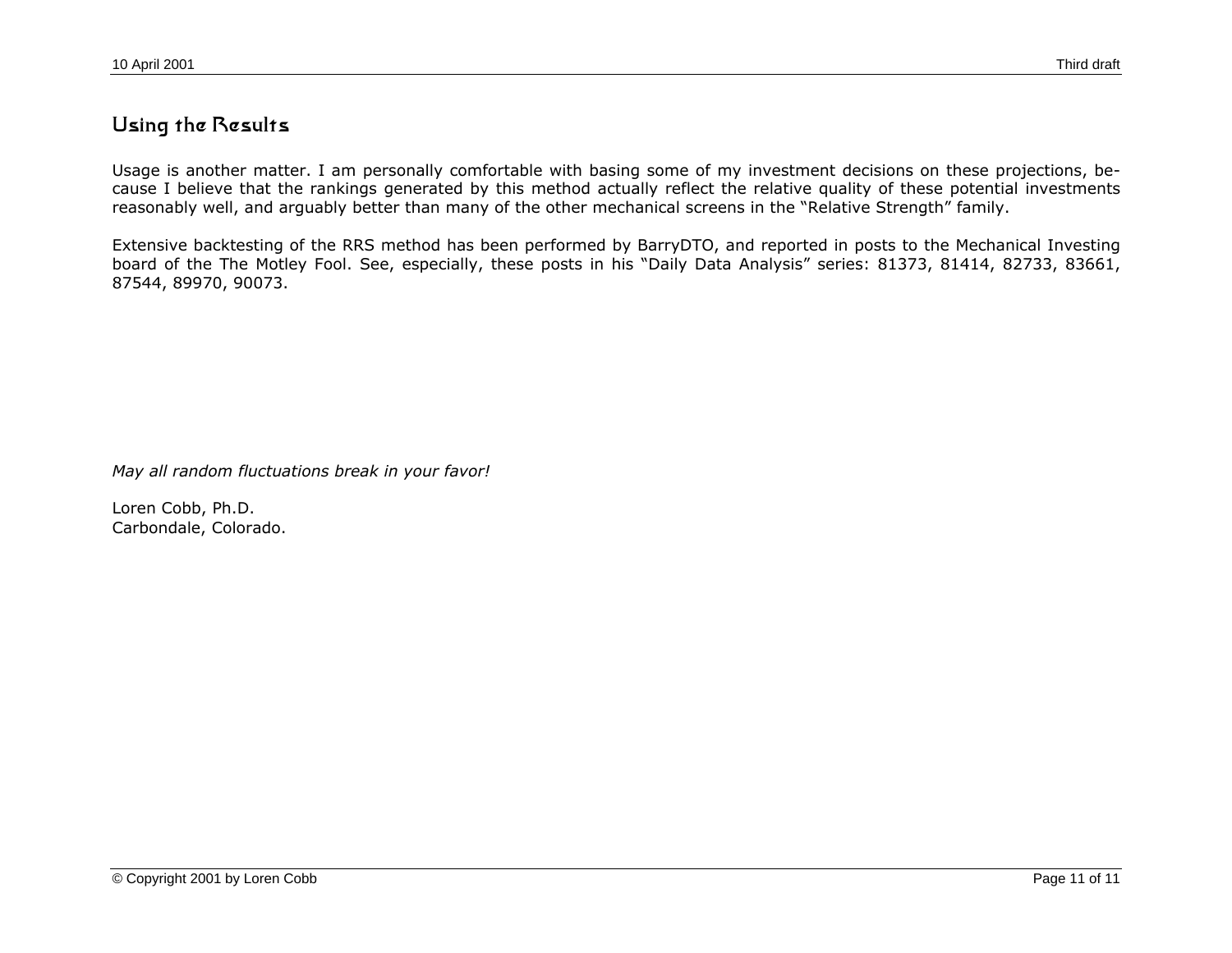## Using the Results

Usage is another matter. I am personally comfortable with basing some of my investment decisions on these projections, because I believe that the rankings generated by this method actually reflect the relative quality of these potential investments reasonably well, and arguably better than many of the other mechanical screens in the "Relative Strength" family.

Extensive backtesting of the RRS method has been performed by BarryDTO, and reported in posts to the Mechanical Investing board of the The Motley Fool. See, especially, these posts in his "Daily Data Analysis" series: 81373, 81414, 82733, 83661, 87544, 89970, 90073.

*May all random fluctuations break in your favor!*

Loren Cobb, Ph.D.  
Carbondale, Colorado.